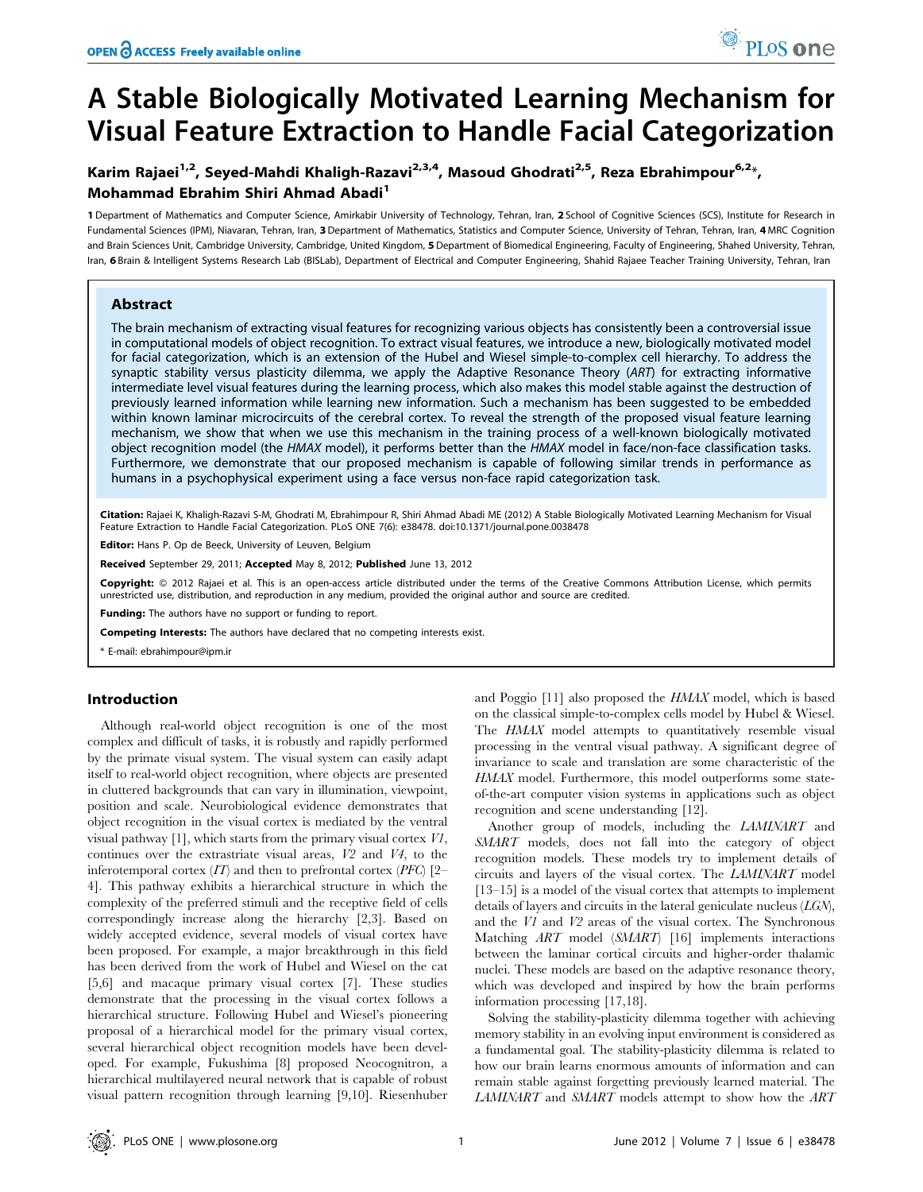# A Stable Biologically Motivated Learning Mechanism for Visual Feature Extraction to Handle Facial Categorization

Karim Rajaei[1,2], Seyed-Mahdi Khaligh-Razavi[2,3,4], Masoud Ghodrati[2,5], Reza Ebrahimpour[6,2]*, Mohammad Ebrahim Shiri Ahmad Abadi[1]

1 Department of Mathematics and Computer Science, Amirkabir University of Technology, Tehran, Iran, 2 School of Cognitive Sciences (SCS), Institute for Research in Fundamental Sciences (IPM), Niavaran, Tehran, Iran, 3 Department of Mathematics, Statistics and Computer Science, University of Tehran, Tehran, Iran, 4 MRC Cognition and Brain Sciences Unit, Cambridge University, Cambridge, United Kingdom, 5 Department of Biomedical Engineering, Faculty of Engineering, Shahed University, Tehran, Iran, 6 Brain & Intelligent Systems Research Lab (BISLab), Department of Electrical and Computer Engineering, Shahid Rajaee Teacher Training University, Tehran, Iran

## Abstract

The brain mechanism of extracting visual features for recognizing various objects has consistently been a controversial issue in computational models of object recognition. To extract visual features, we introduce a new, biologically motivated model for facial categorization, which is an extension of the Hubel and Wiesel simple-to-complex cell hierarchy. To address the synaptic stability versus plasticity dilemma, we apply the Adaptive Resonance Theory (*ART*) for extracting informative intermediate level visual features during the learning process, which also makes this model stable against the destruction of previously learned information while learning new information. Such a mechanism has been suggested to be embedded within known laminar microcircuits of the cerebral cortex. To reveal the strength of the proposed visual feature learning mechanism, we show that when we use this mechanism in the training process of a well-known biologically motivated object recognition model (the *HMAX* model), it performs better than the *HMAX* model in face/non-face classification tasks. Furthermore, we demonstrate that our proposed mechanism is capable of following similar trends in performance as humans in a psychophysical experiment using a face versus non-face rapid categorization task.

**Citation:** Rajaei K, Khaligh-Razavi S-M, Ghodrati M, Ebrahimpour R, Shiri Ahmad Abadi ME (2012) A Stable Biologically Motivated Learning Mechanism for Visual Feature Extraction to Handle Facial Categorization. PLoS ONE 7(6): e38478. doi:10.1371/journal.pone.0038478

**Editor:** Hans P. Op de Beeck, University of Leuven, Belgium

**Received** September 29, 2011; **Accepted** May 8, 2012; **Published** June 13, 2012

**Copyright:** © 2012 Rajaei et al. This is an open-access article distributed under the terms of the Creative Commons Attribution License, which permits unrestricted use, distribution, and reproduction in any medium, provided the original author and source are credited.

**Funding:** The authors have no support or funding to report.

**Competing Interests:** The authors have declared that no competing interests exist.

\* E-mail: ebrahimpour@ipm.ir

## Introduction

Although real-world object recognition is one of the most complex and difficult of tasks, it is robustly and rapidly performed by the primate visual system. The visual system can easily adapt itself to real-world object recognition, where objects are presented in cluttered backgrounds that can vary in illumination, viewpoint, position and scale. Neurobiological evidence demonstrates that object recognition in the visual cortex is mediated by the ventral visual pathway [1], which starts from the primary visual cortex *V1*, continues over the extrastriate visual areas, *V2* and *V4*, to the inferotemporal cortex (*IT*) and then to prefrontal cortex (*PFC*) [2–4]. This pathway exhibits a hierarchical structure in which the complexity of the preferred stimuli and the receptive field of cells correspondingly increase along the hierarchy [2,3]. Based on widely accepted evidence, several models of visual cortex have been proposed. For example, a major breakthrough in this field has been derived from the work of Hubel and Wiesel on the cat [5,6] and macaque primary visual cortex [7]. These studies demonstrate that the processing in the visual cortex follows a hierarchical structure. Following Hubel and Wiesel's pioneering proposal of a hierarchical model for the primary visual cortex, several hierarchical object recognition models have been developed. For example, Fukushima [8] proposed Neocognitron, a hierarchical multilayered neural network that is capable of robust visual pattern recognition through learning [9,10]. Riesenhuber and Poggio [11] also proposed the *HMAX* model, which is based on the classical simple-to-complex cells model by Hubel & Wiesel. The *HMAX* model attempts to quantitatively resemble visual processing in the ventral visual pathway. A significant degree of invariance to scale and translation are some characteristic of the *HMAX* model. Furthermore, this model outperforms some state-of-the-art computer vision systems in applications such as object recognition and scene understanding [12].

Another group of models, including the *LAMINART* and *SMART* models, does not fall into the category of object recognition models. These models try to implement details of circuits and layers of the visual cortex. The *LAMINART* model [13–15] is a model of the visual cortex that attempts to implement details of layers and circuits in the lateral geniculate nucleus (*LGN*), and the *V1* and *V2* areas of the visual cortex. The Synchronous Matching *ART* model (*SMART*) [16] implements interactions between the laminar cortical circuits and higher-order thalamic nuclei. These models are based on the adaptive resonance theory, which was developed and inspired by how the brain performs information processing [17,18].

Solving the stability-plasticity dilemma together with achieving memory stability in an evolving input environment is considered as a fundamental goal. The stability-plasticity dilemma is related to how our brain learns enormous amounts of information and can remain stable against forgetting previously learned material. The *LAMINART* and *SMART* models attempt to show how the *ART*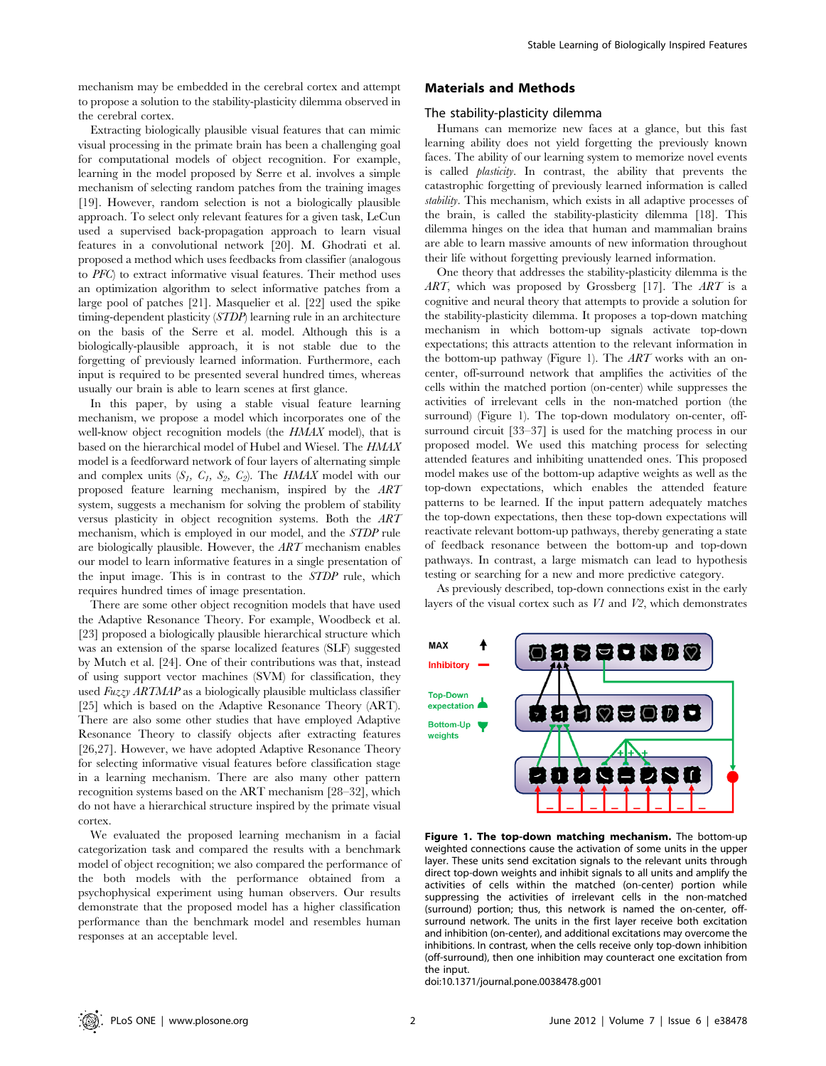mechanism may be embedded in the cerebral cortex and attempt to propose a solution to the stability-plasticity dilemma observed in the cerebral cortex.

Extracting biologically plausible visual features that can mimic visual processing in the primate brain has been a challenging goal for computational models of object recognition. For example, learning in the model proposed by Serre et al. involves a simple mechanism of selecting random patches from the training images [19]. However, random selection is not a biologically plausible approach. To select only relevant features for a given task, LeCun used a supervised back-propagation approach to learn visual features in a convolutional network [20]. M. Ghodrati et al. proposed a method which uses feedbacks from classifier (analogous to *PFC*) to extract informative visual features. Their method uses an optimization algorithm to select informative patches from a large pool of patches [21]. Masquelier et al. [22] used the spike timing-dependent plasticity (*STDP*) learning rule in an architecture on the basis of the Serre et al. model. Although this is a biologically-plausible approach, it is not stable due to the forgetting of previously learned information. Furthermore, each input is required to be presented several hundred times, whereas usually our brain is able to learn scenes at first glance.

In this paper, by using a stable visual feature learning mechanism, we propose a model which incorporates one of the well-know object recognition models (the *HMAX* model), that is based on the hierarchical model of Hubel and Wiesel. The *HMAX* model is a feedforward network of four layers of alternating simple and complex units ($S_1$, $C_1$, $S_2$, $C_2$). The *HMAX* model with our proposed feature learning mechanism, inspired by the *ART* system, suggests a mechanism for solving the problem of stability versus plasticity in object recognition systems. Both the *ART* mechanism, which is employed in our model, and the *STDP* rule are biologically plausible. However, the *ART* mechanism enables our model to learn informative features in a single presentation of the input image. This is in contrast to the *STDP* rule, which requires hundred times of image presentation.

There are some other object recognition models that have used the Adaptive Resonance Theory. For example, Woodbeck et al. [23] proposed a biologically plausible hierarchical structure which was an extension of the sparse localized features (SLF) suggested by Mutch et al. [24]. One of their contributions was that, instead of using support vector machines (SVM) for classification, they used *Fuzzy ARTMAP* as a biologically plausible multiclass classifier [25] which is based on the Adaptive Resonance Theory (ART). There are also some other studies that have employed Adaptive Resonance Theory to classify objects after extracting features [26,27]. However, we have adopted Adaptive Resonance Theory for selecting informative visual features before classification stage in a learning mechanism. There are also many other pattern recognition systems based on the ART mechanism [28–32], which do not have a hierarchical structure inspired by the primate visual cortex.

We evaluated the proposed learning mechanism in a facial categorization task and compared the results with a benchmark model of object recognition; we also compared the performance of the both models with the performance obtained from a psychophysical experiment using human observers. Our results demonstrate that the proposed model has a higher classification performance than the benchmark model and resembles human responses at an acceptable level.

## Materials and Methods

### The stability-plasticity dilemma

Humans can memorize new faces at a glance, but this fast learning ability does not yield forgetting the previously known faces. The ability of our learning system to memorize novel events is called *plasticity*. In contrast, the ability that prevents the catastrophic forgetting of previously learned information is called *stability*. This mechanism, which exists in all adaptive processes of the brain, is called the stability-plasticity dilemma [18]. This dilemma hinges on the idea that human and mammalian brains are able to learn massive amounts of new information throughout their life without forgetting previously learned information.

One theory that addresses the stability-plasticity dilemma is the *ART*, which was proposed by Grossberg [17]. The *ART* is a cognitive and neural theory that attempts to provide a solution for the stability-plasticity dilemma. It proposes a top-down matching mechanism in which bottom-up signals activate top-down expectations; this attracts attention to the relevant information in the bottom-up pathway (Figure 1). The *ART* works with an on-center, off-surround network that amplifies the activities of the cells within the matched portion (on-center) while suppresses the activities of irrelevant cells in the non-matched portion (the surround) (Figure 1). The top-down modulatory on-center, off-surround circuit [33–37] is used for the matching process in our proposed model. We used this matching process for selecting attended features and inhibiting unattended ones. This proposed model makes use of the bottom-up adaptive weights as well as the top-down expectations, which enables the attended feature patterns to be learned. If the input pattern adequately matches the top-down expectations, then these top-down expectations will reactivate relevant bottom-up pathways, thereby generating a state of feedback resonance between the bottom-up and top-down pathways. In contrast, a large mismatch can lead to hypothesis testing or searching for a new and more predictive category.

As previously described, top-down connections exist in the early layers of the visual cortex such as *V1* and *V2*, which demonstrates

MAX
Inhibitory
Top-Down expectation
Bottom-Up weights

**Figure 1. The top-down matching mechanism.** The bottom-up weighted connections cause the activation of some units in the upper layer. These units send excitation signals to the relevant units through direct top-down weights and inhibit signals to all units and amplify the activities of cells within the matched (on-center) portion while suppressing the activities of irrelevant cells in the non-matched (surround) portion; thus, this network is named the on-center, off-surround network. The units in the first layer receive both excitation and inhibition (on-center), and additional excitations may overcome the inhibitions. In contrast, when the cells receive only top-down inhibition (off-surround), then one inhibition may counteract one excitation from the input.
doi:10.1371/journal.pone.0038478.g001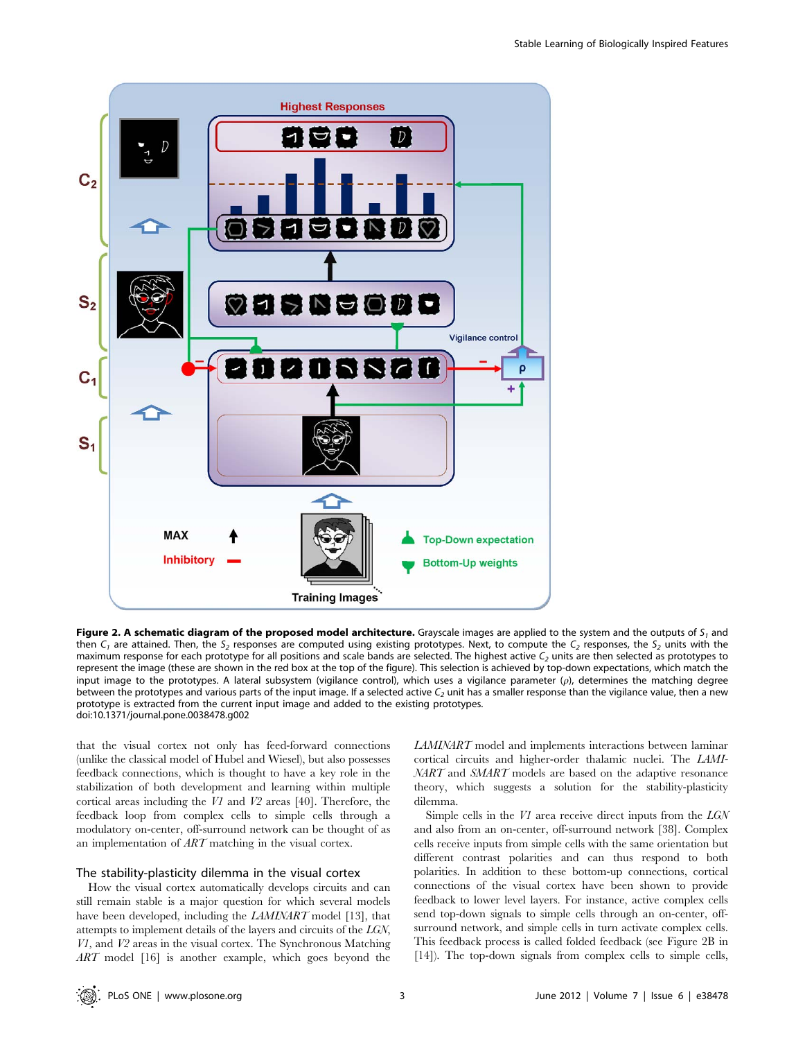**Figure 2. A schematic diagram of the proposed model architecture.** Grayscale images are applied to the system and the outputs of $S_1$ and then $C_1$ are attained. Then, the $S_2$ responses are computed using existing prototypes. Next, to compute the $C_2$ responses, the $S_2$ units with the maximum response for each prototype for all positions and scale bands are selected. The highest active $C_2$ units are then selected as prototypes to represent the image (these are shown in the red box at the top of the figure). This selection is achieved by top-down expectations, which match the input image to the prototypes. A lateral subsystem (vigilance control), which uses a vigilance parameter ($\rho$), determines the matching degree between the prototypes and various parts of the input image. If a selected active $C_2$ unit has a smaller response than the vigilance value, then a new prototype is extracted from the current input image and added to the existing prototypes.
doi:10.1371/journal.pone.0038478.g002

that the visual cortex not only has feed-forward connections (unlike the classical model of Hubel and Wiesel), but also possesses feedback connections, which is thought to have a key role in the stabilization of both development and learning within multiple cortical areas including the *V1* and *V2* areas [40]. Therefore, the feedback loop from complex cells to simple cells through a modulatory on-center, off-surround network can be thought of as an implementation of *ART* matching in the visual cortex.

## The stability-plasticity dilemma in the visual cortex

How the visual cortex automatically develops circuits and can still remain stable is a major question for which several models have been developed, including the *LAMINART* model [13], that attempts to implement details of the layers and circuits of the *LGN*, *V1*, and *V2* areas in the visual cortex. The Synchronous Matching *ART* model [16] is another example, which goes beyond the *LAMINART* model and implements interactions between laminar cortical circuits and higher-order thalamic nuclei. The *LAMINART* and *SMART* models are based on the adaptive resonance theory, which suggests a solution for the stability-plasticity dilemma.

Simple cells in the *V1* area receive direct inputs from the *LGN* and also from an on-center, off-surround network [38]. Complex cells receive inputs from simple cells with the same orientation but different contrast polarities and can thus respond to both polarities. In addition to these bottom-up connections, cortical connections of the visual cortex have been shown to provide feedback to lower level layers. For instance, active complex cells send top-down signals to simple cells through an on-center, off-surround network, and simple cells in turn activate complex cells. This feedback process is called folded feedback (see Figure 2B in [14]). The top-down signals from complex cells to simple cells,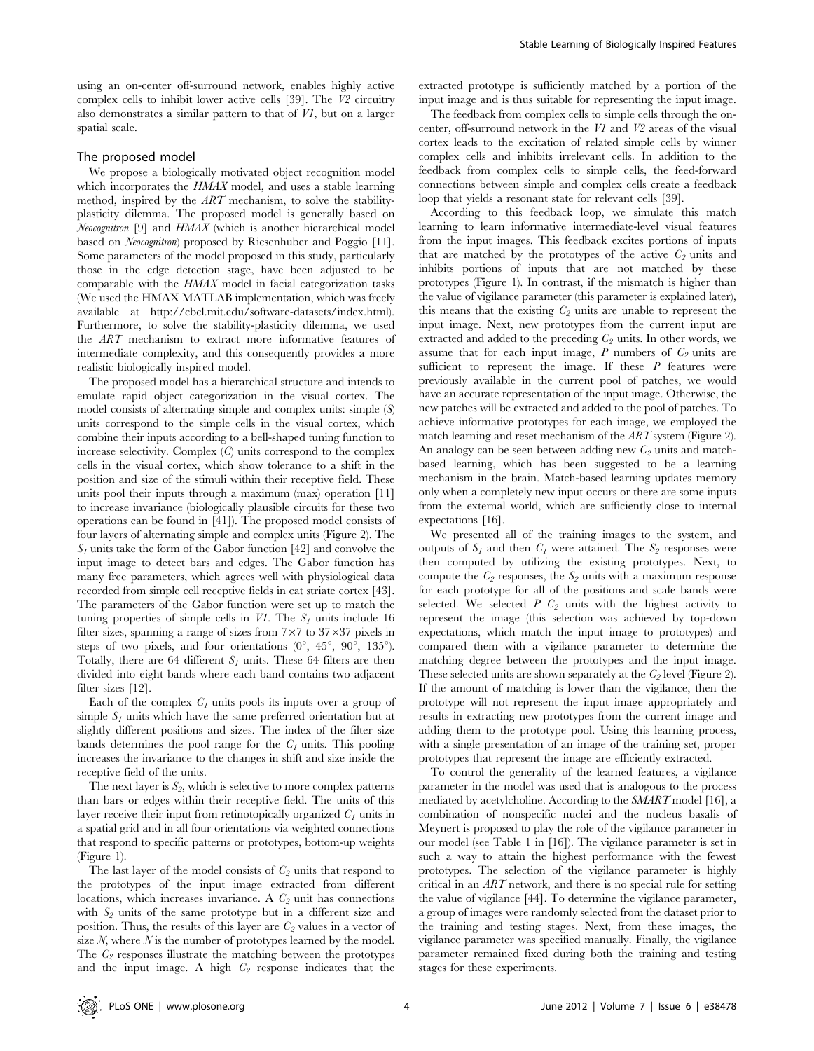using an on-center off-surround network, enables highly active complex cells to inhibit lower active cells [39]. The *V2* circuitry also demonstrates a similar pattern to that of *V1*, but on a larger spatial scale.

## The proposed model

We propose a biologically motivated object recognition model which incorporates the *HMAX* model, and uses a stable learning method, inspired by the *ART* mechanism, to solve the stability-plasticity dilemma. The proposed model is generally based on *Neocognitron* [9] and *HMAX* (which is another hierarchical model based on *Neocognitron*) proposed by Riesenhuber and Poggio [11]. Some parameters of the model proposed in this study, particularly those in the edge detection stage, have been adjusted to be comparable with the *HMAX* model in facial categorization tasks (We used the HMAX MATLAB implementation, which was freely available at http://cbcl.mit.edu/software-datasets/index.html). Furthermore, to solve the stability-plasticity dilemma, we used the *ART* mechanism to extract more informative features of intermediate complexity, and this consequently provides a more realistic biologically inspired model.

The proposed model has a hierarchical structure and intends to emulate rapid object categorization in the visual cortex. The model consists of alternating simple and complex units: simple (*S*) units correspond to the simple cells in the visual cortex, which combine their inputs according to a bell-shaped tuning function to increase selectivity. Complex (*C*) units correspond to the complex cells in the visual cortex, which show tolerance to a shift in the position and size of the stimuli within their receptive field. These units pool their inputs through a maximum (max) operation [11] to increase invariance (biologically plausible circuits for these two operations can be found in [41]). The proposed model consists of four layers of alternating simple and complex units (Figure 2). The $S_1$ units take the form of the Gabor function [42] and convolve the input image to detect bars and edges. The Gabor function has many free parameters, which agrees well with physiological data recorded from simple cell receptive fields in cat striate cortex [43]. The parameters of the Gabor function were set up to match the tuning properties of simple cells in *V1*. The $S_1$ units include 16 filter sizes, spanning a range of sizes from $7\times7$ to $37\times37$ pixels in steps of two pixels, and four orientations ($0^\circ$, $45^\circ$, $90^\circ$, $135^\circ$). Totally, there are 64 different $S_1$ units. These 64 filters are then divided into eight bands where each band contains two adjacent filter sizes [12].

Each of the complex $C_1$ units pools its inputs over a group of simple $S_1$ units which have the same preferred orientation but at slightly different positions and sizes. The index of the filter size bands determines the pool range for the $C_1$ units. This pooling increases the invariance to the changes in shift and size inside the receptive field of the units.

The next layer is $S_2$, which is selective to more complex patterns than bars or edges within their receptive field. The units of this layer receive their input from retinotopically organized $C_1$ units in a spatial grid and in all four orientations via weighted connections that respond to specific patterns or prototypes, bottom-up weights (Figure 1).

The last layer of the model consists of $C_2$ units that respond to the prototypes of the input image extracted from different locations, which increases invariance. A $C_2$ unit has connections with $S_2$ units of the same prototype but in a different size and position. Thus, the results of this layer are $C_2$ values in a vector of size $N$, where $N$ is the number of prototypes learned by the model. The $C_2$ responses illustrate the matching between the prototypes and the input image. A high $C_2$ response indicates that the extracted prototype is sufficiently matched by a portion of the input image and is thus suitable for representing the input image.

The feedback from complex cells to simple cells through the on-center, off-surround network in the *V1* and *V2* areas of the visual cortex leads to the excitation of related simple cells by winner complex cells and inhibits irrelevant cells. In addition to the feedback from complex cells to simple cells, the feed-forward connections between simple and complex cells create a feedback loop that yields a resonant state for relevant cells [39].

According to this feedback loop, we simulate this match learning to learn informative intermediate-level visual features from the input images. This feedback excites portions of inputs that are matched by the prototypes of the active $C_2$ units and inhibits portions of inputs that are not matched by these prototypes (Figure 1). In contrast, if the mismatch is higher than the value of vigilance parameter (this parameter is explained later), this means that the existing $C_2$ units are unable to represent the input image. Next, new prototypes from the current input are extracted and added to the preceding $C_2$ units. In other words, we assume that for each input image, $P$ numbers of $C_2$ units are sufficient to represent the image. If these $P$ features were previously available in the current pool of patches, we would have an accurate representation of the input image. Otherwise, the new patches will be extracted and added to the pool of patches. To achieve informative prototypes for each image, we employed the match learning and reset mechanism of the *ART* system (Figure 2). An analogy can be seen between adding new $C_2$ units and match-based learning, which has been suggested to be a learning mechanism in the brain. Match-based learning updates memory only when a completely new input occurs or there are some inputs from the external world, which are sufficiently close to internal expectations [16].

We presented all of the training images to the system, and outputs of $S_1$ and then $C_1$ were attained. The $S_2$ responses were then computed by utilizing the existing prototypes. Next, to compute the $C_2$ responses, the $S_2$ units with a maximum response for each prototype for all of the positions and scale bands were selected. We selected $P$ $C_2$ units with the highest activity to represent the image (this selection was achieved by top-down expectations, which match the input image to prototypes) and compared them with a vigilance parameter to determine the matching degree between the prototypes and the input image. These selected units are shown separately at the $C_2$ level (Figure 2). If the amount of matching is lower than the vigilance, then the prototype will not represent the input image appropriately and results in extracting new prototypes from the current image and adding them to the prototype pool. Using this learning process, with a single presentation of an image of the training set, proper prototypes that represent the image are efficiently extracted.

To control the generality of the learned features, a vigilance parameter in the model was used that is analogous to the process mediated by acetylcholine. According to the *SMART* model [16], a combination of nonspecific nuclei and the nucleus basalis of Meynert is proposed to play the role of the vigilance parameter in our model (see Table 1 in [16]). The vigilance parameter is set in such a way to attain the highest performance with the fewest prototypes. The selection of the vigilance parameter is highly critical in an *ART* network, and there is no special rule for setting the value of vigilance [44]. To determine the vigilance parameter, a group of images were randomly selected from the dataset prior to the training and testing stages. Next, from these images, the vigilance parameter was specified manually. Finally, the vigilance parameter remained fixed during both the training and testing stages for these experiments.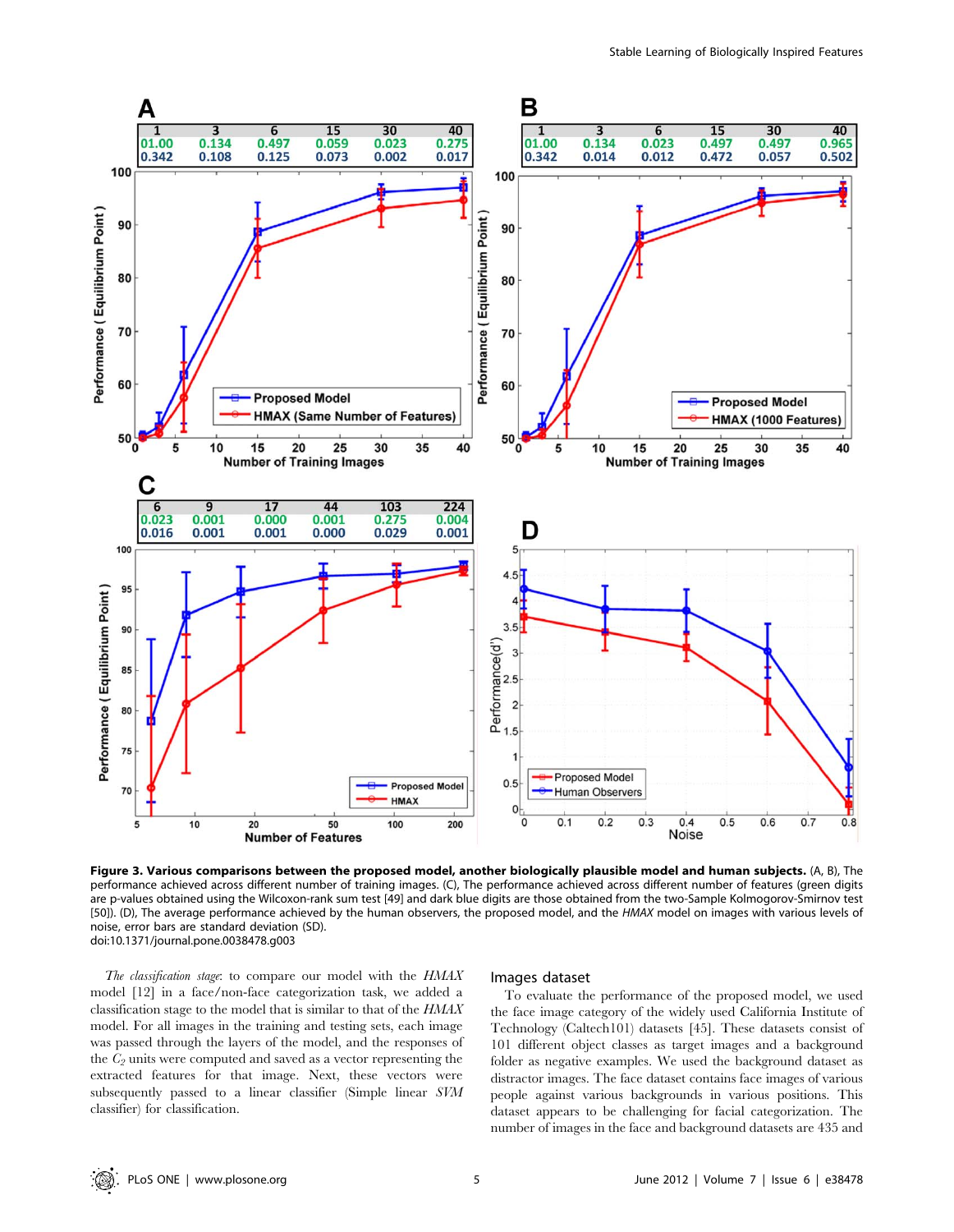**Figure 3. Various comparisons between the proposed model, another biologically plausible model and human subjects.** (A, B), The performance achieved across different number of training images. (C), The performance achieved across different number of features (green digits are p-values obtained using the Wilcoxon-rank sum test [49] and dark blue digits are those obtained from the two-Sample Kolmogorov-Smirnov test [50]). (D), The average performance achieved by the human observers, the proposed model, and the *HMAX* model on images with various levels of noise, error bars are standard deviation (SD).
doi:10.1371/journal.pone.0038478.g003

*The classification stage*: to compare our model with the *HMAX* model [12] in a face/non-face categorization task, we added a classification stage to the model that is similar to that of the *HMAX* model. For all images in the training and testing sets, each image was passed through the layers of the model, and the responses of the $C_2$ units were computed and saved as a vector representing the extracted features for that image. Next, these vectors were subsequently passed to a linear classifier (Simple linear *SVM* classifier) for classification.

## Images dataset

To evaluate the performance of the proposed model, we used the face image category of the widely used California Institute of Technology (Caltech101) datasets [45]. These datasets consist of 101 different object classes as target images and a background folder as negative examples. We used the background dataset as distractor images. The face dataset contains face images of various people against various backgrounds in various positions. This dataset appears to be challenging for facial categorization. The number of images in the face and background datasets are 435 and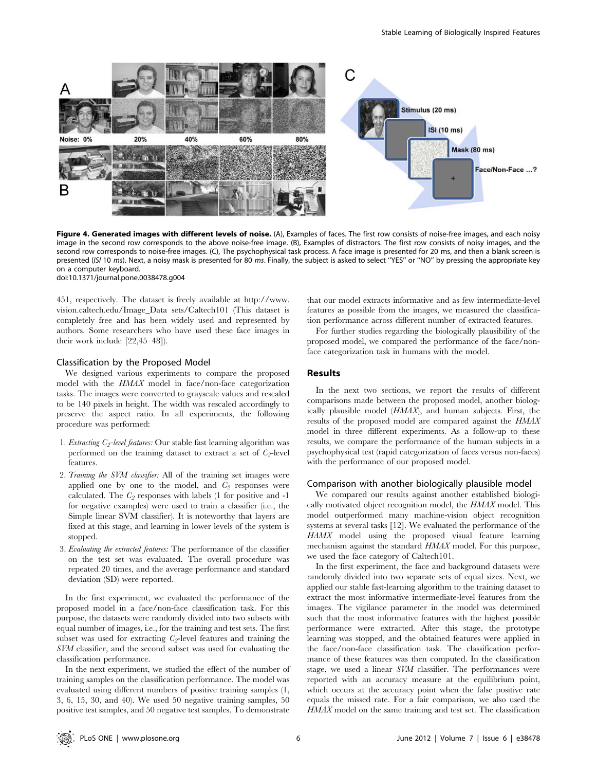**Figure 4. Generated images with different levels of noise.** (A), Examples of faces. The first row consists of noise-free images, and each noisy image in the second row corresponds to the above noise-free image. (B), Examples of distractors. The first row consists of noisy images, and the second row corresponds to noise-free images. (C), The psychophysical task process. A face image is presented for 20 ms, and then a blank screen is presented (*ISI* 10 *ms*). Next, a noisy mask is presented for 80 *ms*. Finally, the subject is asked to select ''YES'' or ''NO'' by pressing the appropriate key on a computer keyboard.
doi:10.1371/journal.pone.0038478.g004

451, respectively. The dataset is freely available at http://www.vision.caltech.edu/Image_Data sets/Caltech101 (This dataset is completely free and has been widely used and represented by authors. Some researchers who have used these face images in their work include [22,45–48]).

### Classification by the Proposed Model

We designed various experiments to compare the proposed model with the *HMAX* model in face/non-face categorization tasks. The images were converted to grayscale values and rescaled to be 140 pixels in height. The width was rescaled accordingly to preserve the aspect ratio. In all experiments, the following procedure was performed:

1. *Extracting $C_2$-level features:* Our stable fast learning algorithm was performed on the training dataset to extract a set of $C_2$-level features.
2. *Training the SVM classifier:* All of the training set images were applied one by one to the model, and $C_2$ responses were calculated. The $C_2$ responses with labels (1 for positive and -1 for negative examples) were used to train a classifier (i.e., the Simple linear SVM classifier). It is noteworthy that layers are fixed at this stage, and learning in lower levels of the system is stopped.
3. *Evaluating the extracted features:* The performance of the classifier on the test set was evaluated. The overall procedure was repeated 20 times, and the average performance and standard deviation (SD) were reported.

In the first experiment, we evaluated the performance of the proposed model in a face/non-face classification task. For this purpose, the datasets were randomly divided into two subsets with equal number of images, i.e., for the training and test sets. The first subset was used for extracting $C_2$-level features and training the *SVM* classifier, and the second subset was used for evaluating the classification performance.

In the next experiment, we studied the effect of the number of training samples on the classification performance. The model was evaluated using different numbers of positive training samples (1, 3, 6, 15, 30, and 40). We used 50 negative training samples, 50 positive test samples, and 50 negative test samples. To demonstrate that our model extracts informative and as few intermediate-level features as possible from the images, we measured the classification performance across different number of extracted features.

For further studies regarding the biologically plausibility of the proposed model, we compared the performance of the face/non-face categorization task in humans with the model.

## Results

In the next two sections, we report the results of different comparisons made between the proposed model, another biologically plausible model (*HMAX*), and human subjects. First, the results of the proposed model are compared against the *HMAX* model in three different experiments. As a follow-up to these results, we compare the performance of the human subjects in a psychophysical test (rapid categorization of faces versus non-faces) with the performance of our proposed model.

### Comparison with another biologically plausible model

We compared our results against another established biologically motivated object recognition model, the *HMAX* model. This model outperformed many machine-vision object recognition systems at several tasks [12]. We evaluated the performance of the *HAMX* model using the proposed visual feature learning mechanism against the standard *HMAX* model. For this purpose, we used the face category of Caltech101.

In the first experiment, the face and background datasets were randomly divided into two separate sets of equal sizes. Next, we applied our stable fast-learning algorithm to the training dataset to extract the most informative intermediate-level features from the images. The vigilance parameter in the model was determined such that the most informative features with the highest possible performance were extracted. After this stage, the prototype learning was stopped, and the obtained features were applied in the face/non-face classification task. The classification performance of these features was then computed. In the classification stage, we used a linear *SVM* classifier. The performances were reported with an accuracy measure at the equilibrium point, which occurs at the accuracy point when the false positive rate equals the missed rate. For a fair comparison, we also used the *HMAX* model on the same training and test set. The classification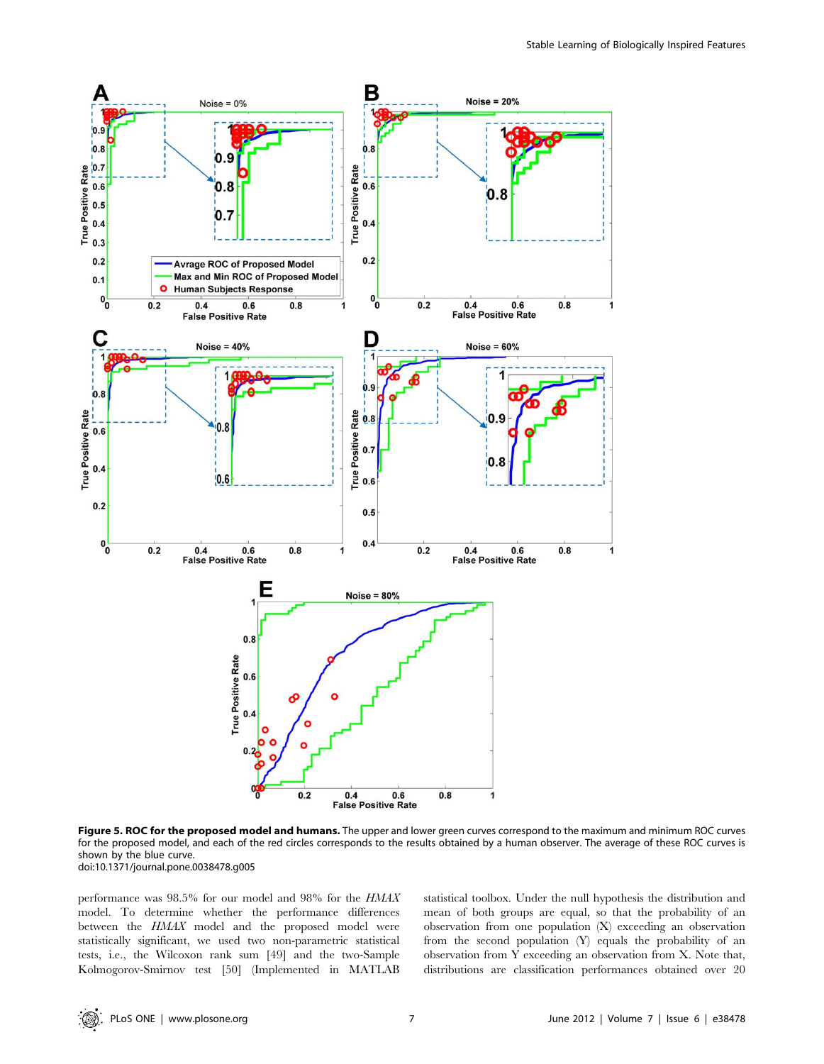**Figure 5. ROC for the proposed model and humans.** The upper and lower green curves correspond to the maximum and minimum ROC curves for the proposed model, and each of the red circles corresponds to the results obtained by a human observer. The average of these ROC curves is shown by the blue curve.
doi:10.1371/journal.pone.0038478.g005

performance was 98.5% for our model and 98% for the *HMAX* model. To determine whether the performance differences between the *HMAX* model and the proposed model were statistically significant, we used two non-parametric statistical tests, i.e., the Wilcoxon rank sum [49] and the two-Sample Kolmogorov-Smirnov test [50] (Implemented in MATLAB statistical toolbox. Under the null hypothesis the distribution and mean of both groups are equal, so that the probability of an observation from one population (X) exceeding an observation from the second population (Y) equals the probability of an observation from Y exceeding an observation from X. Note that, distributions are classification performances obtained over 20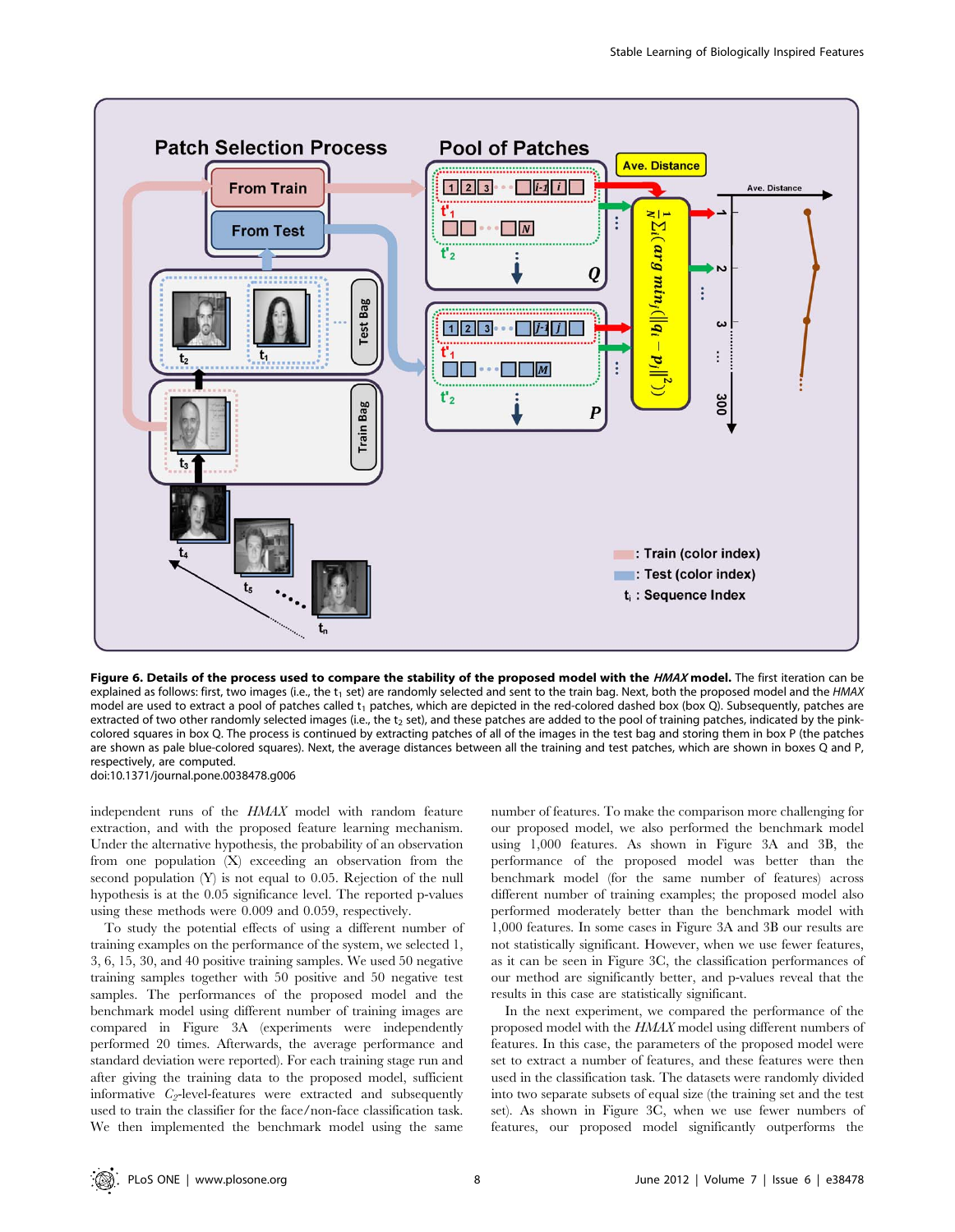**Figure 6. Details of the process used to compare the stability of the proposed model with the *HMAX* model.** The first iteration can be explained as follows: first, two images (i.e., the $t_1$ set) are randomly selected and sent to the train bag. Next, both the proposed model and the *HMAX* model are used to extract a pool of patches called $t_1$ patches, which are depicted in the red-colored dashed box (box Q). Subsequently, patches are extracted of two other randomly selected images (i.e., the $t_2$ set), and these patches are added to the pool of training patches, indicated by the pink-colored squares in box Q. The process is continued by extracting patches of all of the images in the test bag and storing them in box P (the patches are shown as pale blue-colored squares). Next, the average distances between all the training and test patches, which are shown in boxes Q and P, respectively, are computed.
doi:10.1371/journal.pone.0038478.g006

independent runs of the *HMAX* model with random feature extraction, and with the proposed feature learning mechanism. Under the alternative hypothesis, the probability of an observation from one population (X) exceeding an observation from the second population (Y) is not equal to 0.05. Rejection of the null hypothesis is at the 0.05 significance level. The reported p-values using these methods were 0.009 and 0.059, respectively.

To study the potential effects of using a different number of training examples on the performance of the system, we selected 1, 3, 6, 15, 30, and 40 positive training samples. We used 50 negative training samples together with 50 positive and 50 negative test samples. The performances of the proposed model and the benchmark model using different number of training images are compared in Figure 3A (experiments were independently performed 20 times. Afterwards, the average performance and standard deviation were reported). For each training stage run and after giving the training data to the proposed model, sufficient informative $C_2$-level-features were extracted and subsequently used to train the classifier for the face/non-face classification task. We then implemented the benchmark model using the same number of features. To make the comparison more challenging for our proposed model, we also performed the benchmark model using 1,000 features. As shown in Figure 3A and 3B, the performance of the proposed model was better than the benchmark model (for the same number of features) across different number of training examples; the proposed model also performed moderately better than the benchmark model with 1,000 features. In some cases in Figure 3A and 3B our results are not statistically significant. However, when we use fewer features, as it can be seen in Figure 3C, the classification performances of our method are significantly better, and p-values reveal that the results in this case are statistically significant.

In the next experiment, we compared the performance of the proposed model with the *HMAX* model using different numbers of features. In this case, the parameters of the proposed model were set to extract a number of features, and these features were then used in the classification task. The datasets were randomly divided into two separate subsets of equal size (the training set and the test set). As shown in Figure 3C, when we use fewer numbers of features, our proposed model significantly outperforms the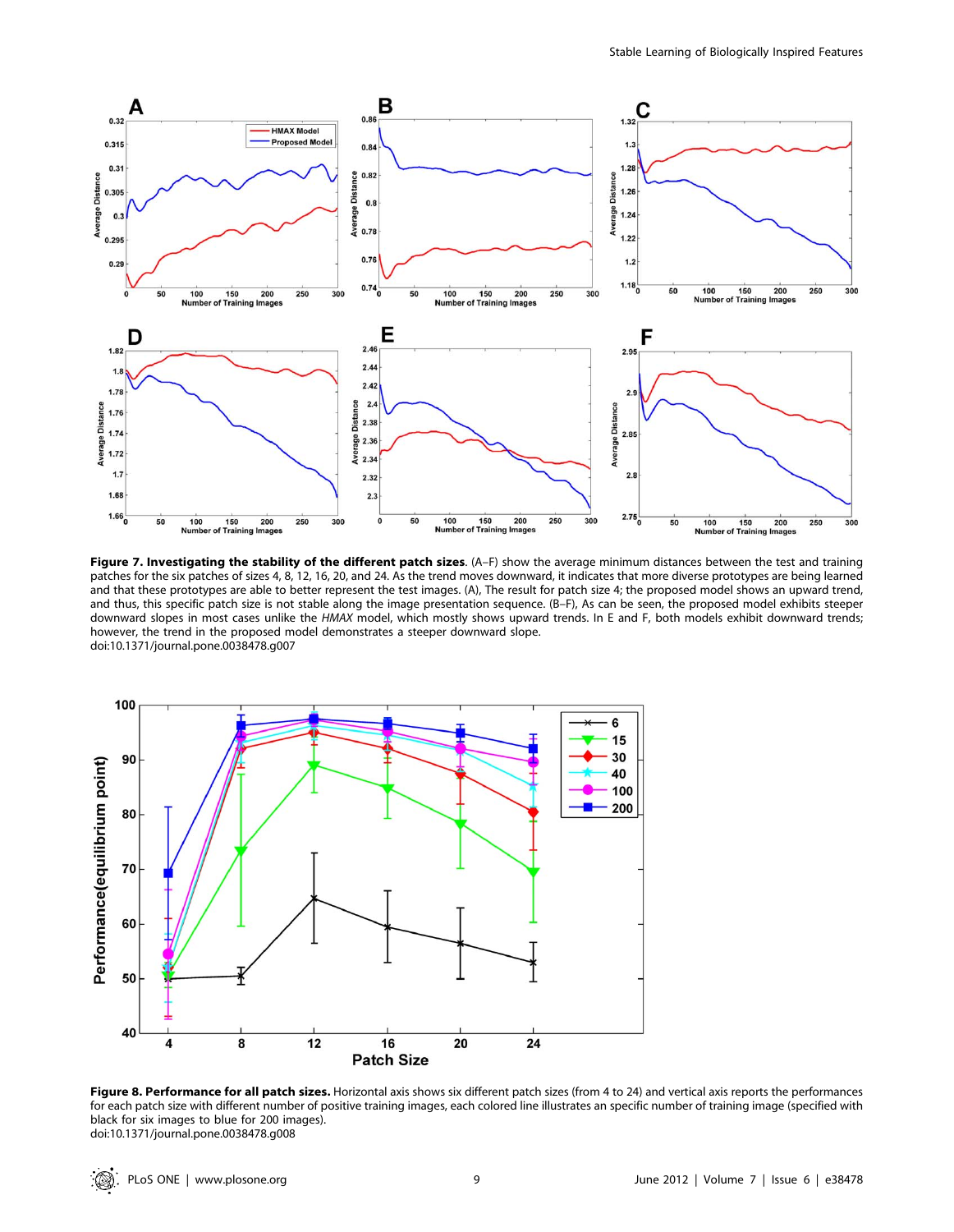**Figure 7. Investigating the stability of the different patch sizes**. (A–F) show the average minimum distances between the test and training patches for the six patches of sizes 4, 8, 12, 16, 20, and 24. As the trend moves downward, it indicates that more diverse prototypes are being learned and that these prototypes are able to better represent the test images. (A), The result for patch size 4; the proposed model shows an upward trend, and thus, this specific patch size is not stable along the image presentation sequence. (B–F), As can be seen, the proposed model exhibits steeper downward slopes in most cases unlike the *HMAX* model, which mostly shows upward trends. In E and F, both models exhibit downward trends; however, the trend in the proposed model demonstrates a steeper downward slope.
doi:10.1371/journal.pone.0038478.g007

**Figure 8. Performance for all patch sizes.** Horizontal axis shows six different patch sizes (from 4 to 24) and vertical axis reports the performances for each patch size with different number of positive training images, each colored line illustrates an specific number of training image (specified with black for six images to blue for 200 images).
doi:10.1371/journal.pone.0038478.g008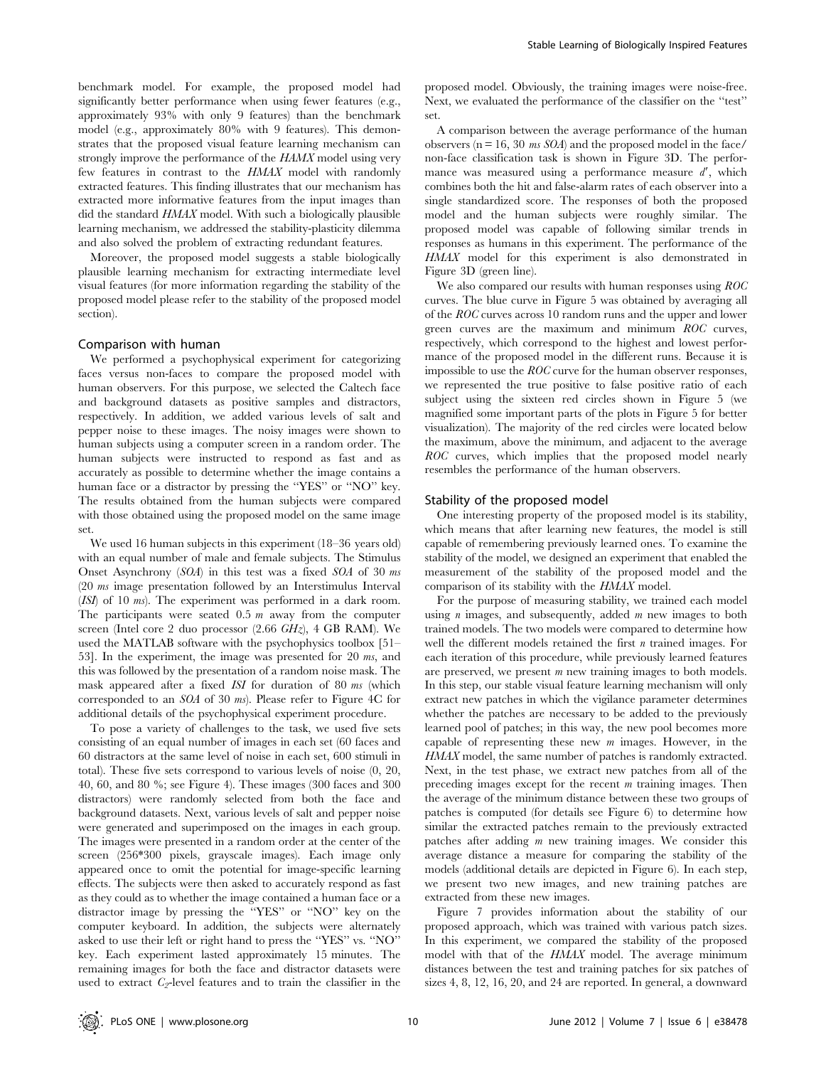benchmark model. For example, the proposed model had significantly better performance when using fewer features (e.g., approximately 93% with only 9 features) than the benchmark model (e.g., approximately 80% with 9 features). This demonstrates that the proposed visual feature learning mechanism can strongly improve the performance of the *HAMX* model using very few features in contrast to the *HMAX* model with randomly extracted features. This finding illustrates that our mechanism has extracted more informative features from the input images than did the standard *HMAX* model. With such a biologically plausible learning mechanism, we addressed the stability-plasticity dilemma and also solved the problem of extracting redundant features.

Moreover, the proposed model suggests a stable biologically plausible learning mechanism for extracting intermediate level visual features (for more information regarding the stability of the proposed model please refer to the stability of the proposed model section).

## Comparison with human

We performed a psychophysical experiment for categorizing faces versus non-faces to compare the proposed model with human observers. For this purpose, we selected the Caltech face and background datasets as positive samples and distractors, respectively. In addition, we added various levels of salt and pepper noise to these images. The noisy images were shown to human subjects using a computer screen in a random order. The human subjects were instructed to respond as fast and as accurately as possible to determine whether the image contains a human face or a distractor by pressing the "YES" or "NO" key. The results obtained from the human subjects were compared with those obtained using the proposed model on the same image set.

We used 16 human subjects in this experiment (18–36 years old) with an equal number of male and female subjects. The Stimulus Onset Asynchrony (*SOA*) in this test was a fixed *SOA* of 30 *ms* (20 *ms* image presentation followed by an Interstimulus Interval (*ISI*) of 10 *ms*). The experiment was performed in a dark room. The participants were seated 0.5 *m* away from the computer screen (Intel core 2 duo processor (2.66 *GHz*), 4 GB RAM). We used the MATLAB software with the psychophysics toolbox [51–53]. In the experiment, the image was presented for 20 *ms*, and this was followed by the presentation of a random noise mask. The mask appeared after a fixed *ISI* for duration of 80 *ms* (which corresponded to an *SOA* of 30 *ms*). Please refer to Figure 4C for additional details of the psychophysical experiment procedure.

To pose a variety of challenges to the task, we used five sets consisting of an equal number of images in each set (60 faces and 60 distractors at the same level of noise in each set, 600 stimuli in total). These five sets correspond to various levels of noise (0, 20, 40, 60, and 80 %; see Figure 4). These images (300 faces and 300 distractors) were randomly selected from both the face and background datasets. Next, various levels of salt and pepper noise were generated and superimposed on the images in each group. The images were presented in a random order at the center of the screen (256*300 pixels, grayscale images). Each image only appeared once to omit the potential for image-specific learning effects. The subjects were then asked to accurately respond as fast as they could as to whether the image contained a human face or a distractor image by pressing the "YES" or "NO" key on the computer keyboard. In addition, the subjects were alternately asked to use their left or right hand to press the "YES" vs. "NO" key. Each experiment lasted approximately 15 minutes. The remaining images for both the face and distractor datasets were used to extract $C_2$-level features and to train the classifier in the proposed model. Obviously, the training images were noise-free. Next, we evaluated the performance of the classifier on the "test" set.

A comparison between the average performance of the human observers (n = 16, 30 *ms SOA*) and the proposed model in the face/non-face classification task is shown in Figure 3D. The performance was measured using a performance measure $d'$, which combines both the hit and false-alarm rates of each observer into a single standardized score. The responses of both the proposed model and the human subjects were roughly similar. The proposed model was capable of following similar trends in responses as humans in this experiment. The performance of the *HMAX* model for this experiment is also demonstrated in Figure 3D (green line).

We also compared our results with human responses using *ROC* curves. The blue curve in Figure 5 was obtained by averaging all of the *ROC* curves across 10 random runs and the upper and lower green curves are the maximum and minimum *ROC* curves, respectively, which correspond to the highest and lowest performance of the proposed model in the different runs. Because it is impossible to use the *ROC* curve for the human observer responses, we represented the true positive to false positive ratio of each subject using the sixteen red circles shown in Figure 5 (we magnified some important parts of the plots in Figure 5 for better visualization). The majority of the red circles were located below the maximum, above the minimum, and adjacent to the average *ROC* curves, which implies that the proposed model nearly resembles the performance of the human observers.

## Stability of the proposed model

One interesting property of the proposed model is its stability, which means that after learning new features, the model is still capable of remembering previously learned ones. To examine the stability of the model, we designed an experiment that enabled the measurement of the stability of the proposed model and the comparison of its stability with the *HMAX* model.

For the purpose of measuring stability, we trained each model using *n* images, and subsequently, added *m* new images to both trained models. The two models were compared to determine how well the different models retained the first *n* trained images. For each iteration of this procedure, while previously learned features are preserved, we present *m* new training images to both models. In this step, our stable visual feature learning mechanism will only extract new patches in which the vigilance parameter determines whether the patches are necessary to be added to the previously learned pool of patches; in this way, the new pool becomes more capable of representing these new *m* images. However, in the *HMAX* model, the same number of patches is randomly extracted. Next, in the test phase, we extract new patches from all of the preceding images except for the recent *m* training images. Then the average of the minimum distance between these two groups of patches is computed (for details see Figure 6) to determine how similar the extracted patches remain to the previously extracted patches after adding *m* new training images. We consider this average distance a measure for comparing the stability of the models (additional details are depicted in Figure 6). In each step, we present two new images, and new training patches are extracted from these new images.

Figure 7 provides information about the stability of our proposed approach, which was trained with various patch sizes. In this experiment, we compared the stability of the proposed model with that of the *HMAX* model. The average minimum distances between the test and training patches for six patches of sizes 4, 8, 12, 16, 20, and 24 are reported. In general, a downward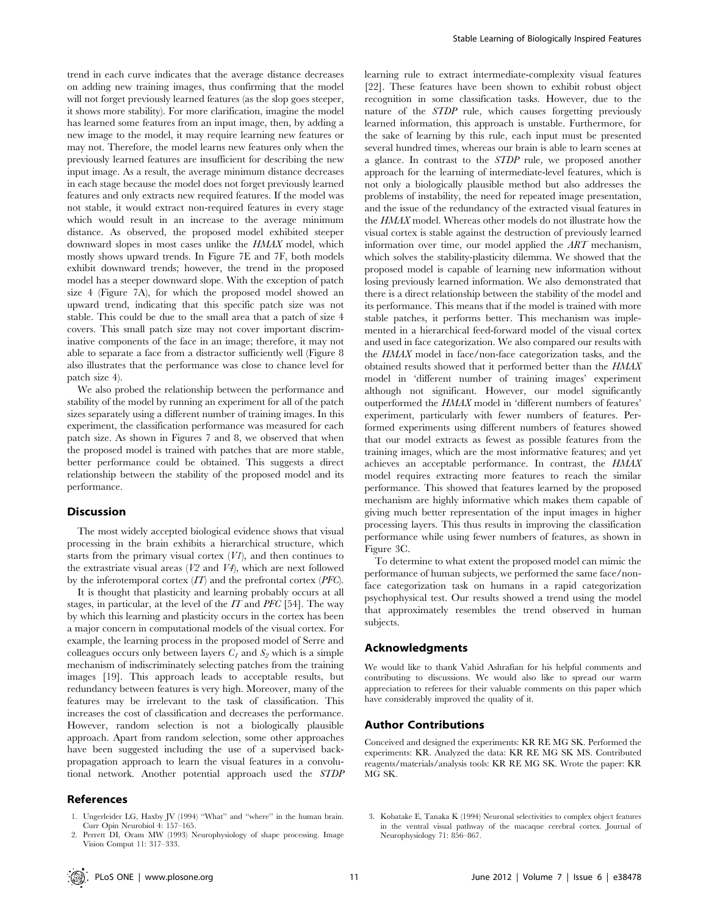trend in each curve indicates that the average distance decreases on adding new training images, thus confirming that the model will not forget previously learned features (as the slop goes steeper, it shows more stability). For more clarification, imagine the model has learned some features from an input image, then, by adding a new image to the model, it may require learning new features or may not. Therefore, the model learns new features only when the previously learned features are insufficient for describing the new input image. As a result, the average minimum distance decreases in each stage because the model does not forget previously learned features and only extracts new required features. If the model was not stable, it would extract non-required features in every stage which would result in an increase to the average minimum distance. As observed, the proposed model exhibited steeper downward slopes in most cases unlike the *HMAX* model, which mostly shows upward trends. In Figure 7E and 7F, both models exhibit downward trends; however, the trend in the proposed model has a steeper downward slope. With the exception of patch size 4 (Figure 7A), for which the proposed model showed an upward trend, indicating that this specific patch size was not stable. This could be due to the small area that a patch of size 4 covers. This small patch size may not cover important discriminative components of the face in an image; therefore, it may not able to separate a face from a distractor sufficiently well (Figure 8 also illustrates that the performance was close to chance level for patch size 4).

We also probed the relationship between the performance and stability of the model by running an experiment for all of the patch sizes separately using a different number of training images. In this experiment, the classification performance was measured for each patch size. As shown in Figures 7 and 8, we observed that when the proposed model is trained with patches that are more stable, better performance could be obtained. This suggests a direct relationship between the stability of the proposed model and its performance.

## Discussion

The most widely accepted biological evidence shows that visual processing in the brain exhibits a hierarchical structure, which starts from the primary visual cortex (*V1*), and then continues to the extrastriate visual areas (*V2* and *V4*), which are next followed by the inferotemporal cortex (*IT*) and the prefrontal cortex (*PFC*).

It is thought that plasticity and learning probably occurs at all stages, in particular, at the level of the *IT* and *PFC* [54]. The way by which this learning and plasticity occurs in the cortex has been a major concern in computational models of the visual cortex. For example, the learning process in the proposed model of Serre and colleagues occurs only between layers $C_1$ and $S_2$ which is a simple mechanism of indiscriminately selecting patches from the training images [19]. This approach leads to acceptable results, but redundancy between features is very high. Moreover, many of the features may be irrelevant to the task of classification. This increases the cost of classification and decreases the performance. However, random selection is not a biologically plausible approach. Apart from random selection, some other approaches have been suggested including the use of a supervised back-propagation approach to learn the visual features in a convolutional network. Another potential approach used the *STDP* learning rule to extract intermediate-complexity visual features [22]. These features have been shown to exhibit robust object recognition in some classification tasks. However, due to the nature of the *STDP* rule, which causes forgetting previously learned information, this approach is unstable. Furthermore, for the sake of learning by this rule, each input must be presented several hundred times, whereas our brain is able to learn scenes at a glance. In contrast to the *STDP* rule, we proposed another approach for the learning of intermediate-level features, which is not only a biologically plausible method but also addresses the problems of instability, the need for repeated image presentation, and the issue of the redundancy of the extracted visual features in the *HMAX* model. Whereas other models do not illustrate how the visual cortex is stable against the destruction of previously learned information over time, our model applied the *ART* mechanism, which solves the stability-plasticity dilemma. We showed that the proposed model is capable of learning new information without losing previously learned information. We also demonstrated that there is a direct relationship between the stability of the model and its performance. This means that if the model is trained with more stable patches, it performs better. This mechanism was implemented in a hierarchical feed-forward model of the visual cortex and used in face categorization. We also compared our results with the *HMAX* model in face/non-face categorization tasks, and the obtained results showed that it performed better than the *HMAX* model in 'different number of training images' experiment although not significant. However, our model significantly outperformed the *HMAX* model in 'different numbers of features' experiment, particularly with fewer numbers of features. Performed experiments using different numbers of features showed that our model extracts as fewest as possible features from the training images, which are the most informative features; and yet achieves an acceptable performance. In contrast, the *HMAX* model requires extracting more features to reach the similar performance. This showed that features learned by the proposed mechanism are highly informative which makes them capable of giving much better representation of the input images in higher processing layers. This thus results in improving the classification performance while using fewer numbers of features, as shown in Figure 3C.

To determine to what extent the proposed model can mimic the performance of human subjects, we performed the same face/non-face categorization task on humans in a rapid categorization psychophysical test. Our results showed a trend using the model that approximately resembles the trend observed in human subjects.

## Acknowledgments

We would like to thank Vahid Ashrafian for his helpful comments and contributing to discussions. We would also like to spread our warm appreciation to referees for their valuable comments on this paper which have considerably improved the quality of it.

## Author Contributions

Conceived and designed the experiments: KR RE MG SK. Performed the experiments: KR. Analyzed the data: KR RE MG SK MS. Contributed reagents/materials/analysis tools: KR RE MG SK. Wrote the paper: KR MG SK.

## References

1. Ungerleider LG, Haxby JV (1994) "What" and "where" in the human brain. Curr Opin Neurobiol 4: 157–165.
2. Perrett DI, Oram MW (1993) Neurophysiology of shape processing. Image Vision Comput 11: 317–333.
3. Kobatake E, Tanaka K (1994) Neuronal selectivities to complex object features in the ventral visual pathway of the macaque cerebral cortex. Journal of Neurophysiology 71: 856–867.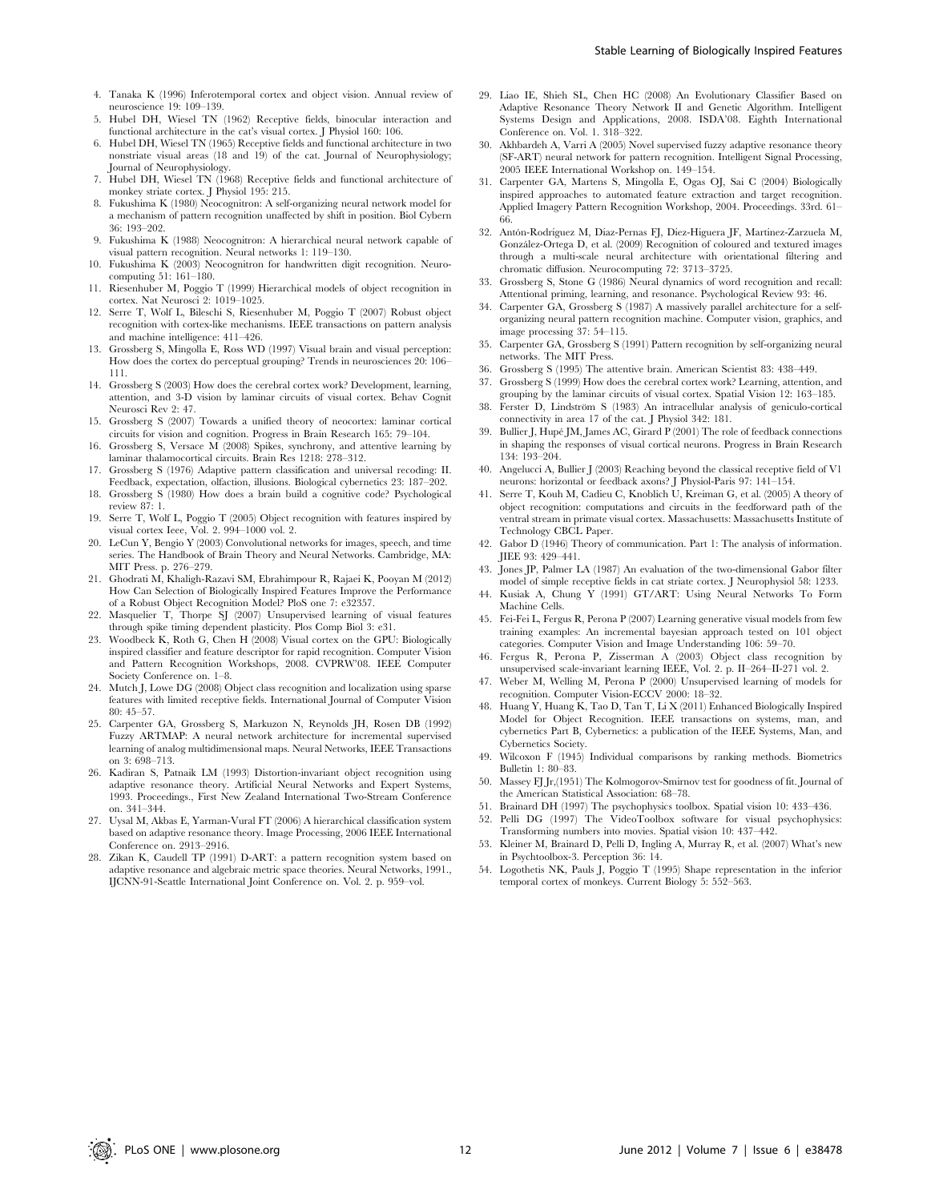4. Tanaka K (1996) Inferotemporal cortex and object vision. Annual review of neuroscience 19: 109–139.
5. Hubel DH, Wiesel TN (1962) Receptive fields, binocular interaction and functional architecture in the cat's visual cortex. J Physiol 160: 106.
6. Hubel DH, Wiesel TN (1965) Receptive fields and functional architecture in two nonstriate visual areas (18 and 19) of the cat. Journal of Neurophysiology; Journal of Neurophysiology.
7. Hubel DH, Wiesel TN (1968) Receptive fields and functional architecture of monkey striate cortex. J Physiol 195: 215.
8. Fukushima K (1980) Neocognitron: A self-organizing neural network model for a mechanism of pattern recognition unaffected by shift in position. Biol Cybern 36: 193–202.
9. Fukushima K (1988) Neocognitron: A hierarchical neural network capable of visual pattern recognition. Neural networks 1: 119–130.
10. Fukushima K (2003) Neocognitron for handwritten digit recognition. Neurocomputing 51: 161–180.
11. Riesenhuber M, Poggio T (1999) Hierarchical models of object recognition in cortex. Nat Neurosci 2: 1019–1025.
12. Serre T, Wolf L, Bileschi S, Riesenhuber M, Poggio T (2007) Robust object recognition with cortex-like mechanisms. IEEE transactions on pattern analysis and machine intelligence: 411–426.
13. Grossberg S, Mingolla E, Ross WD (1997) Visual brain and visual perception: How does the cortex do perceptual grouping? Trends in neurosciences 20: 106–111.
14. Grossberg S (2003) How does the cerebral cortex work? Development, learning, attention, and 3-D vision by laminar circuits of visual cortex. Behav Cognit Neurosci Rev 2: 47.
15. Grossberg S (2007) Towards a unified theory of neocortex: laminar cortical circuits for vision and cognition. Progress in Brain Research 165: 79–104.
16. Grossberg S, Versace M (2008) Spikes, synchrony, and attentive learning by laminar thalamocortical circuits. Brain Res 1218: 278–312.
17. Grossberg S (1976) Adaptive pattern classification and universal recoding: II. Feedback, expectation, olfaction, illusions. Biological cybernetics 23: 187–202.
18. Grossberg S (1980) How does a brain build a cognitive code? Psychological review 87: 1.
19. Serre T, Wolf L, Poggio T (2005) Object recognition with features inspired by visual cortex Ieee, Vol. 2. 994–1000 vol. 2.
20. LeCun Y, Bengio Y (2003) Convolutional networks for images, speech, and time series. The Handbook of Brain Theory and Neural Networks. Cambridge, MA: MIT Press. p. 276–279.
21. Ghodrati M, Khaligh-Razavi SM, Ebrahimpour R, Rajaei K, Pooyan M (2012) How Can Selection of Biologically Inspired Features Improve the Performance of a Robust Object Recognition Model? PloS one 7: e32357.
22. Masquelier T, Thorpe SJ (2007) Unsupervised learning of visual features through spike timing dependent plasticity. Plos Comp Biol 3: e31.
23. Woodbeck K, Roth G, Chen H (2008) Visual cortex on the GPU: Biologically inspired classifier and feature descriptor for rapid recognition. Computer Vision and Pattern Recognition Workshops, 2008. CVPRW'08. IEEE Computer Society Conference on. 1–8.
24. Mutch J, Lowe DG (2008) Object class recognition and localization using sparse features with limited receptive fields. International Journal of Computer Vision 80: 45–57.
25. Carpenter GA, Grossberg S, Markuzon N, Reynolds JH, Rosen DB (1992) Fuzzy ARTMAP: A neural network architecture for incremental supervised learning of analog multidimensional maps. Neural Networks, IEEE Transactions on 3: 698–713.
26. Kadiran S, Patnaik LM (1993) Distortion-invariant object recognition using adaptive resonance theory. Artificial Neural Networks and Expert Systems, 1993. Proceedings., First New Zealand International Two-Stream Conference on. 341–344.
27. Uysal M, Akbas E, Yarman-Vural FT (2006) A hierarchical classification system based on adaptive resonance theory. Image Processing, 2006 IEEE International Conference on. 2913–2916.
28. Zikan K, Caudell TP (1991) D-ART: a pattern recognition system based on adaptive resonance and algebraic metric space theories. Neural Networks, 1991., IJCNN-91-Seattle International Joint Conference on. Vol. 2. p. 959–vol.
29. Liao IE, Shieh SL, Chen HC (2008) An Evolutionary Classifier Based on Adaptive Resonance Theory Network II and Genetic Algorithm. Intelligent Systems Design and Applications, 2008. ISDA'08. Eighth International Conference on. Vol. 1. 318–322.
30. Akhbardeh A, Varri A (2005) Novel supervised fuzzy adaptive resonance theory (SF-ART) neural network for pattern recognition. Intelligent Signal Processing, 2005 IEEE International Workshop on. 149–154.
31. Carpenter GA, Martens S, Mingolla E, Ogas OJ, Sai C (2004) Biologically inspired approaches to automated feature extraction and target recognition. Applied Imagery Pattern Recognition Workshop, 2004. Proceedings. 33rd. 61–66.
32. Antón-Rodríguez M, Díaz-Pernas FJ, Díez-Higuera JF, Martínez-Zarzuela M, González-Ortega D, et al. (2009) Recognition of coloured and textured images through a multi-scale neural architecture with orientational filtering and chromatic diffusion. Neurocomputing 72: 3713–3725.
33. Grossberg S, Stone G (1986) Neural dynamics of word recognition and recall: Attentional priming, learning, and resonance. Psychological Review 93: 46.
34. Carpenter GA, Grossberg S (1987) A massively parallel architecture for a self-organizing neural pattern recognition machine. Computer vision, graphics, and image processing 37: 54–115.
35. Carpenter GA, Grossberg S (1991) Pattern recognition by self-organizing neural networks. The MIT Press.
36. Grossberg S (1995) The attentive brain. American Scientist 83: 438–449.
37. Grossberg S (1999) How does the cerebral cortex work? Learning, attention, and grouping by the laminar circuits of visual cortex. Spatial Vision 12: 163–185.
38. Ferster D, Lindström S (1983) An intracellular analysis of geniculo-cortical connectivity in area 17 of the cat. J Physiol 342: 181.
39. Bullier J, Hupé JM, James AC, Girard P (2001) The role of feedback connections in shaping the responses of visual cortical neurons. Progress in Brain Research 134: 193–204.
40. Angelucci A, Bullier J (2003) Reaching beyond the classical receptive field of V1 neurons: horizontal or feedback axons? J Physiol-Paris 97: 141–154.
41. Serre T, Kouh M, Cadieu C, Knoblich U, Kreiman G, et al. (2005) A theory of object recognition: computations and circuits in the feedforward path of the ventral stream in primate visual cortex. Massachusetts: Massachusetts Institute of Technology CBCL Paper.
42. Gabor D (1946) Theory of communication. Part 1: The analysis of information. JIEE 93: 429–441.
43. Jones JP, Palmer LA (1987) An evaluation of the two-dimensional Gabor filter model of simple receptive fields in cat striate cortex. J Neurophysiol 58: 1233.
44. Kusiak A, Chung Y (1991) GT/ART: Using Neural Networks To Form Machine Cells.
45. Fei-Fei L, Fergus R, Perona P (2007) Learning generative visual models from few training examples: An incremental bayesian approach tested on 101 object categories. Computer Vision and Image Understanding 106: 59–70.
46. Fergus R, Perona P, Zisserman A (2003) Object class recognition by unsupervised scale-invariant learning IEEE, Vol. 2. p. II–264–II-271 vol. 2.
47. Weber M, Welling M, Perona P (2000) Unsupervised learning of models for recognition. Computer Vision-ECCV 2000: 18–32.
48. Huang Y, Huang K, Tao D, Tan T, Li X (2011) Enhanced Biologically Inspired Model for Object Recognition. IEEE transactions on systems, man, and cybernetics Part B, Cybernetics: a publication of the IEEE Systems, Man, and Cybernetics Society.
49. Wilcoxon F (1945) Individual comparisons by ranking methods. Biometrics Bulletin 1: 80–83.
50. Massey FJ Jr,(1951) The Kolmogorov-Smirnov test for goodness of fit. Journal of the American Statistical Association: 68–78.
51. Brainard DH (1997) The psychophysics toolbox. Spatial vision 10: 433–436.
52. Pelli DG (1997) The VideoToolbox software for visual psychophysics: Transforming numbers into movies. Spatial vision 10: 437–442.
53. Kleiner M, Brainard D, Pelli D, Ingling A, Murray R, et al. (2007) What's new in Psychtoolbox-3. Perception 36: 14.
54. Logothetis NK, Pauls J, Poggio T (1995) Shape representation in the inferior temporal cortex of monkeys. Current Biology 5: 552–563.